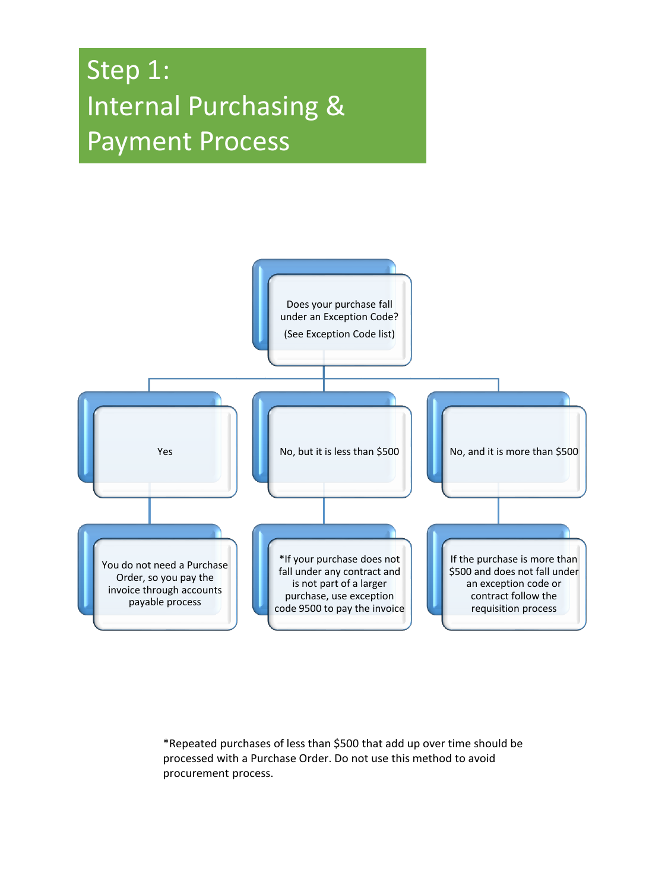# Step 1:
# Internal Purchasing & Payment Process

Does your purchase fall under an Exception Code?

(See Exception Code list)

| Yes | No, but it is less than $500 | No, and it is more than $500 |
| --- | --- | --- |
| You do not need a Purchase Order, so you pay the invoice through accounts payable process | *If your purchase does not fall under any contract and is not part of a larger purchase, use exception code 9500 to pay the invoice | If the purchase is more than $500 and does not fall under an exception code or contract follow the requisition process |

*Repeated purchases of less than $500 that add up over time should be processed with a Purchase Order. Do not use this method to avoid procurement process.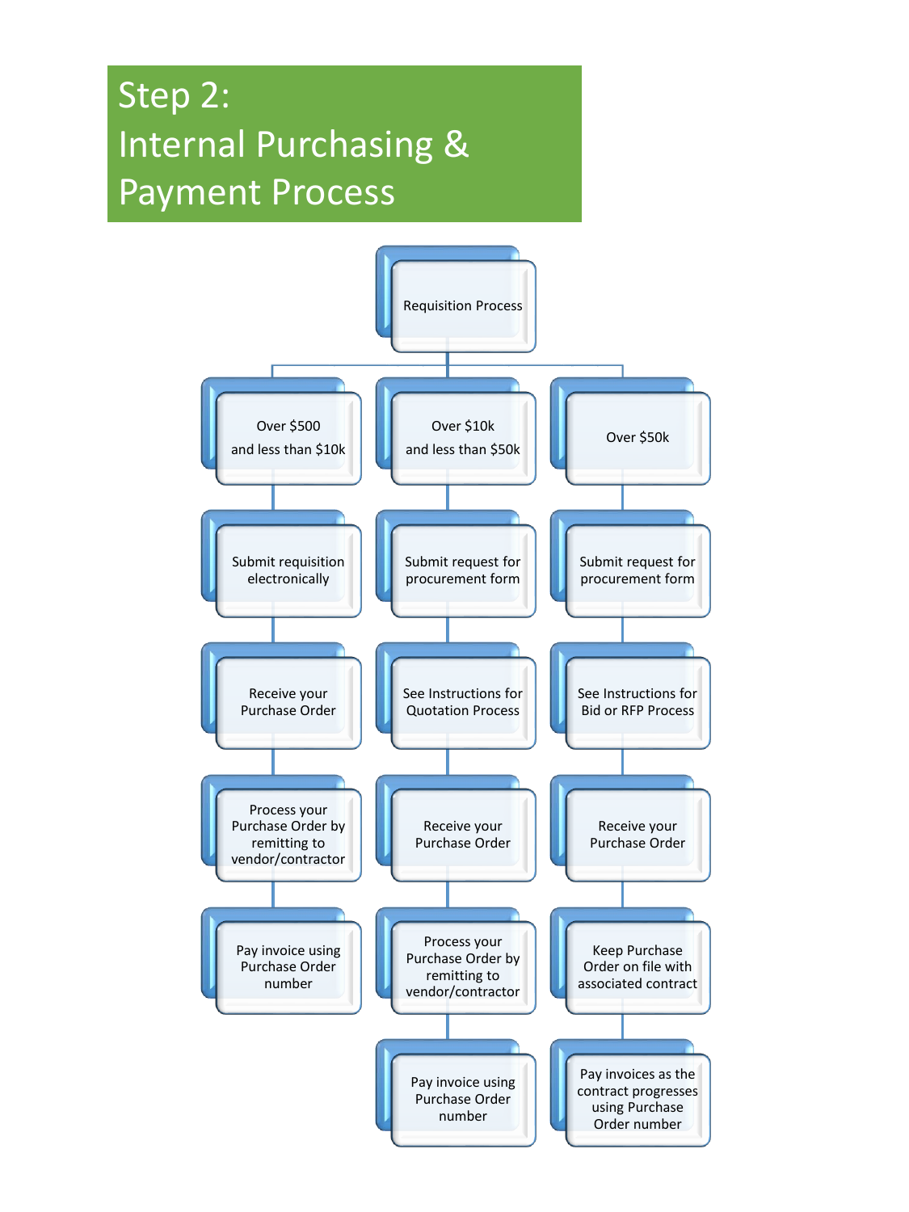# Step 2: Internal Purchasing & Payment Process

Requisition Process

**Over $500 and less than $10k**

- Submit requisition electronically
- Receive your Purchase Order
- Process your Purchase Order by remitting to vendor/contractor
- Pay invoice using Purchase Order number

**Over $10k and less than $50k**

- Submit request for procurement form
- See Instructions for Quotation Process
- Receive your Purchase Order
- Process your Purchase Order by remitting to vendor/contractor
- Pay invoice using Purchase Order number

**Over $50k**

- Submit request for procurement form
- See Instructions for Bid or RFP Process
- Receive your Purchase Order
- Keep Purchase Order on file with associated contract
- Pay invoices as the contract progresses using Purchase Order number